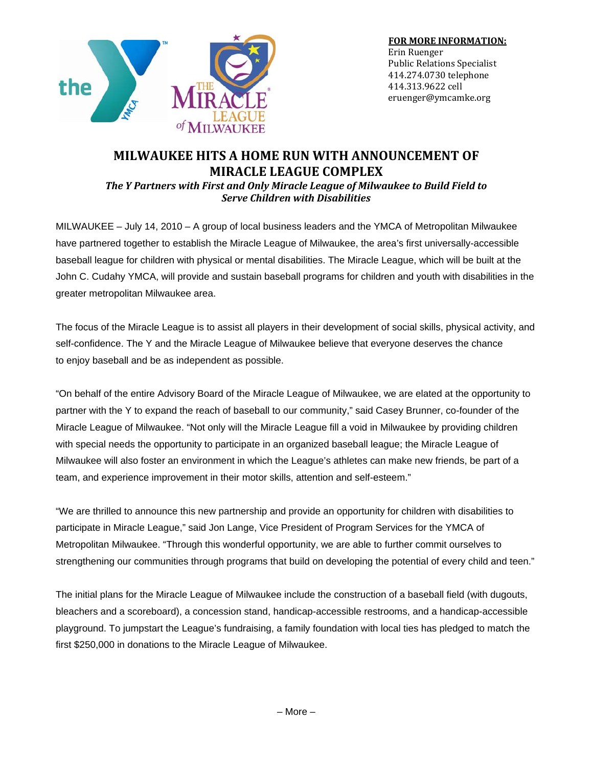**FOR MORE INFORMATION:**
Erin Ruenger
Public Relations Specialist
414.274.0730 telephone
414.313.9622 cell
eruenger@ymcamke.org

# MILWAUKEE HITS A HOME RUN WITH ANNOUNCEMENT OF MIRACLE LEAGUE COMPLEX

***The Y Partners with First and Only Miracle League of Milwaukee to Build Field to Serve Children with Disabilities***

MILWAUKEE – July 14, 2010 – A group of local business leaders and the YMCA of Metropolitan Milwaukee have partnered together to establish the Miracle League of Milwaukee, the area's first universally-accessible baseball league for children with physical or mental disabilities. The Miracle League, which will be built at the John C. Cudahy YMCA, will provide and sustain baseball programs for children and youth with disabilities in the greater metropolitan Milwaukee area.

The focus of the Miracle League is to assist all players in their development of social skills, physical activity, and self-confidence. The Y and the Miracle League of Milwaukee believe that everyone deserves the chance to enjoy baseball and be as independent as possible.

"On behalf of the entire Advisory Board of the Miracle League of Milwaukee, we are elated at the opportunity to partner with the Y to expand the reach of baseball to our community," said Casey Brunner, co-founder of the Miracle League of Milwaukee. "Not only will the Miracle League fill a void in Milwaukee by providing children with special needs the opportunity to participate in an organized baseball league; the Miracle League of Milwaukee will also foster an environment in which the League's athletes can make new friends, be part of a team, and experience improvement in their motor skills, attention and self-esteem."

"We are thrilled to announce this new partnership and provide an opportunity for children with disabilities to participate in Miracle League," said Jon Lange, Vice President of Program Services for the YMCA of Metropolitan Milwaukee. "Through this wonderful opportunity, we are able to further commit ourselves to strengthening our communities through programs that build on developing the potential of every child and teen."

The initial plans for the Miracle League of Milwaukee include the construction of a baseball field (with dugouts, bleachers and a scoreboard), a concession stand, handicap-accessible restrooms, and a handicap-accessible playground. To jumpstart the League's fundraising, a family foundation with local ties has pledged to match the first $250,000 in donations to the Miracle League of Milwaukee.

– More –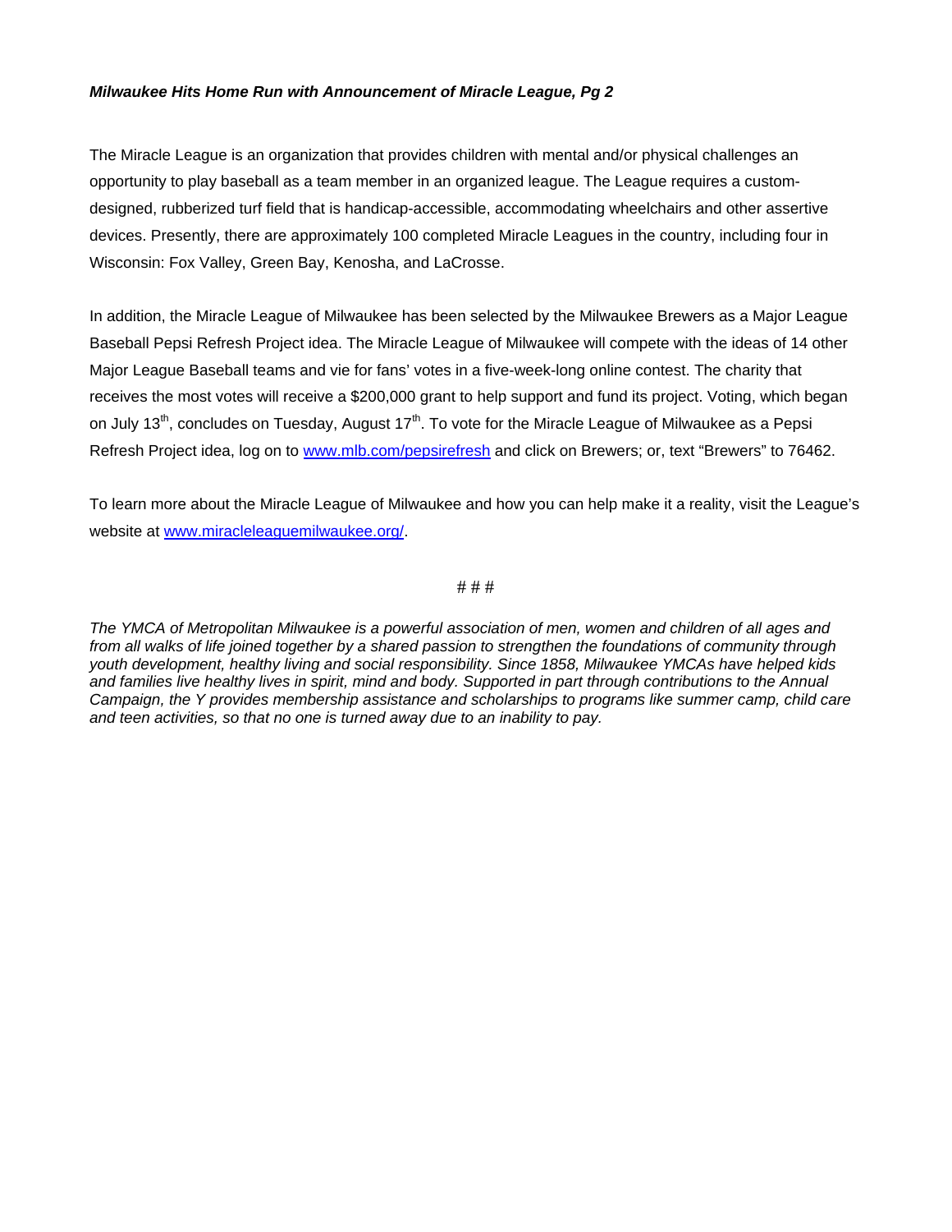The Miracle League is an organization that provides children with mental and/or physical challenges an opportunity to play baseball as a team member in an organized league. The League requires a custom-designed, rubberized turf field that is handicap-accessible, accommodating wheelchairs and other assertive devices. Presently, there are approximately 100 completed Miracle Leagues in the country, including four in Wisconsin: Fox Valley, Green Bay, Kenosha, and LaCrosse.

In addition, the Miracle League of Milwaukee has been selected by the Milwaukee Brewers as a Major League Baseball Pepsi Refresh Project idea. The Miracle League of Milwaukee will compete with the ideas of 14 other Major League Baseball teams and vie for fans' votes in a five-week-long online contest. The charity that receives the most votes will receive a $200,000 grant to help support and fund its project. Voting, which began on July 13th, concludes on Tuesday, August 17th. To vote for the Miracle League of Milwaukee as a Pepsi Refresh Project idea, log on to [www.mlb.com/pepsirefresh](www.mlb.com/pepsirefresh) and click on Brewers; or, text "Brewers" to 76462.

To learn more about the Miracle League of Milwaukee and how you can help make it a reality, visit the League's website at [www.miracleleaguemilwaukee.org/](www.miracleleaguemilwaukee.org/).

# # #

*The YMCA of Metropolitan Milwaukee is a powerful association of men, women and children of all ages and from all walks of life joined together by a shared passion to strengthen the foundations of community through youth development, healthy living and social responsibility. Since 1858, Milwaukee YMCAs have helped kids and families live healthy lives in spirit, mind and body. Supported in part through contributions to the Annual Campaign, the Y provides membership assistance and scholarships to programs like summer camp, child care and teen activities, so that no one is turned away due to an inability to pay.*